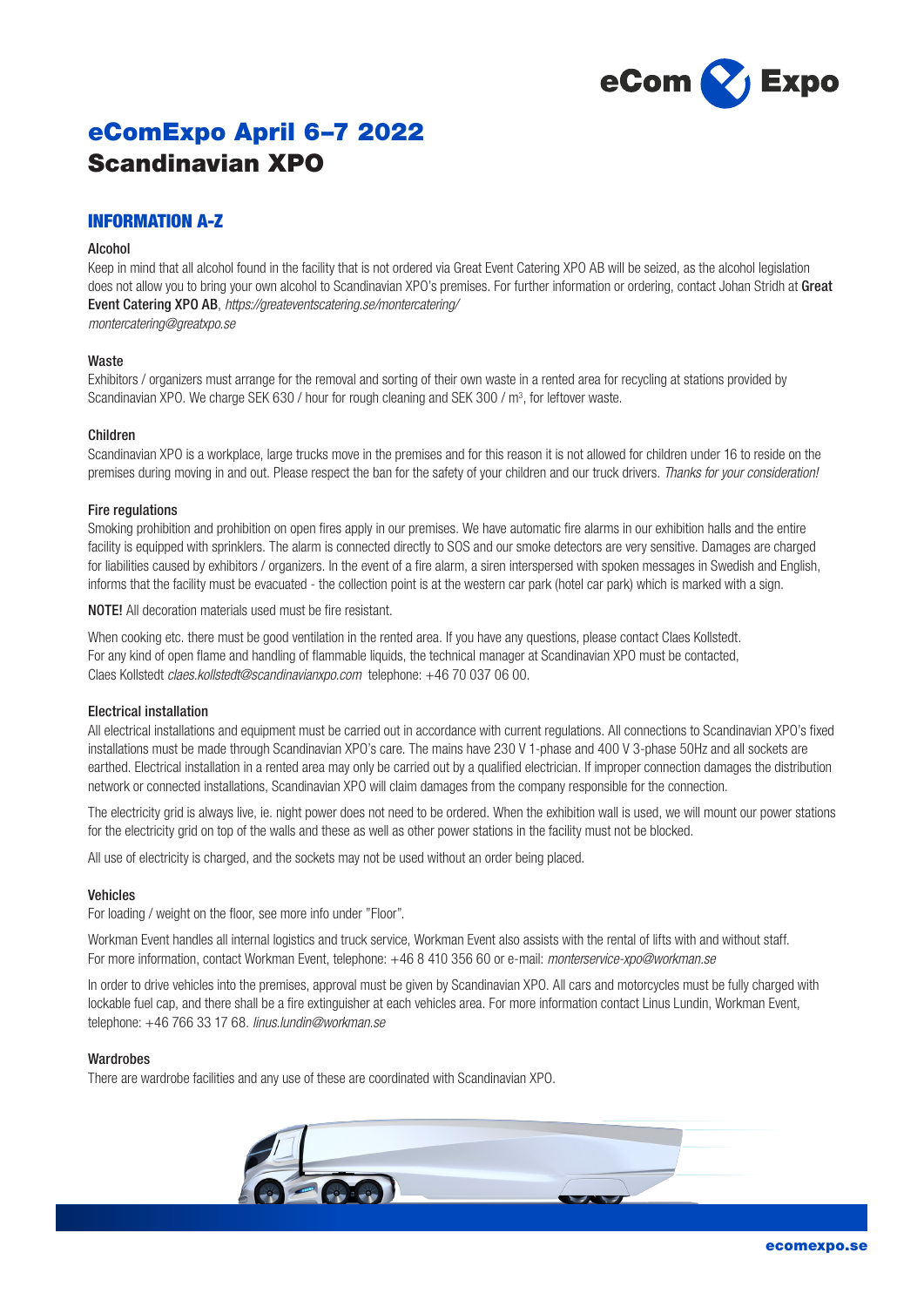# eComExpo April 6–7 2022
# Scandinavian XPO

## INFORMATION A-Z

### Alcohol

Keep in mind that all alcohol found in the facility that is not ordered via Great Event Catering XPO AB will be seized, as the alcohol legislation does not allow you to bring your own alcohol to Scandinavian XPO's premises. For further information or ordering, contact Johan Stridh at **Great Event Catering XPO AB**, *https://greateventscatering.se/montercatering/*
*montercatering@greatxpo.se*

### Waste

Exhibitors / organizers must arrange for the removal and sorting of their own waste in a rented area for recycling at stations provided by Scandinavian XPO. We charge SEK 630 / hour for rough cleaning and SEK 300 / m³, for leftover waste.

### Children

Scandinavian XPO is a workplace, large trucks move in the premises and for this reason it is not allowed for children under 16 to reside on the premises during moving in and out. Please respect the ban for the safety of your children and our truck drivers. *Thanks for your consideration!*

### Fire regulations

Smoking prohibition and prohibition on open fires apply in our premises. We have automatic fire alarms in our exhibition halls and the entire facility is equipped with sprinklers. The alarm is connected directly to SOS and our smoke detectors are very sensitive. Damages are charged for liabilities caused by exhibitors / organizers. In the event of a fire alarm, a siren interspersed with spoken messages in Swedish and English, informs that the facility must be evacuated - the collection point is at the western car park (hotel car park) which is marked with a sign.

**NOTE!** All decoration materials used must be fire resistant.

When cooking etc. there must be good ventilation in the rented area. If you have any questions, please contact Claes Kollstedt.
For any kind of open flame and handling of flammable liquids, the technical manager at Scandinavian XPO must be contacted,
Claes Kollstedt *claes.kollstedt@scandinavianxpo.com* telephone: +46 70 037 06 00.

### Electrical installation

All electrical installations and equipment must be carried out in accordance with current regulations. All connections to Scandinavian XPO's fixed installations must be made through Scandinavian XPO's care. The mains have 230 V 1-phase and 400 V 3-phase 50Hz and all sockets are earthed. Electrical installation in a rented area may only be carried out by a qualified electrician. If improper connection damages the distribution network or connected installations, Scandinavian XPO will claim damages from the company responsible for the connection.

The electricity grid is always live, ie. night power does not need to be ordered. When the exhibition wall is used, we will mount our power stations for the electricity grid on top of the walls and these as well as other power stations in the facility must not be blocked.

All use of electricity is charged, and the sockets may not be used without an order being placed.

### Vehicles

For loading / weight on the floor, see more info under "Floor".

Workman Event handles all internal logistics and truck service, Workman Event also assists with the rental of lifts with and without staff.
For more information, contact Workman Event, telephone: +46 8 410 356 60 or e-mail: *monterservice-xpo@workman.se*

In order to drive vehicles into the premises, approval must be given by Scandinavian XPO. All cars and motorcycles must be fully charged with lockable fuel cap, and there shall be a fire extinguisher at each vehicles area. For more information contact Linus Lundin, Workman Event, telephone: +46 766 33 17 68. *linus.lundin@workman.se*

### Wardrobes

There are wardrobe facilities and any use of these are coordinated with Scandinavian XPO.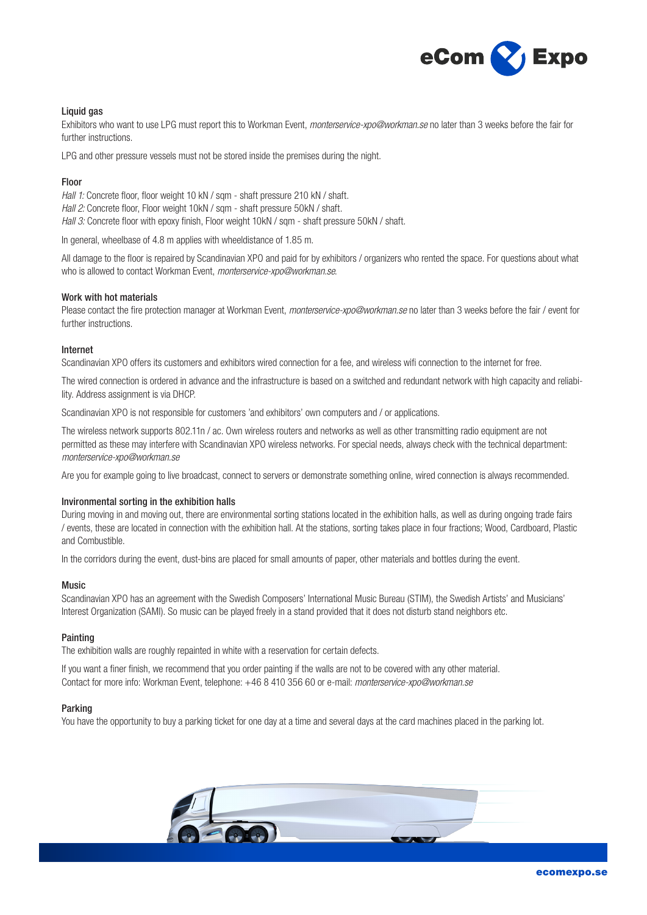## Liquid gas

Exhibitors who want to use LPG must report this to Workman Event, *monterservice-xpo@workman.se* no later than 3 weeks before the fair for further instructions.

LPG and other pressure vessels must not be stored inside the premises during the night.

## Floor

*Hall 1:* Concrete floor, floor weight 10 kN / sqm - shaft pressure 210 kN / shaft.
*Hall 2:* Concrete floor, Floor weight 10kN / sqm - shaft pressure 50kN / shaft.
*Hall 3:* Concrete floor with epoxy finish, Floor weight 10kN / sqm - shaft pressure 50kN / shaft.

In general, wheelbase of 4.8 m applies with wheeldistance of 1.85 m.

All damage to the floor is repaired by Scandinavian XPO and paid for by exhibitors / organizers who rented the space. For questions about what who is allowed to contact Workman Event, *monterservice-xpo@workman.se*.

## Work with hot materials

Please contact the fire protection manager at Workman Event, *monterservice-xpo@workman.se* no later than 3 weeks before the fair / event for further instructions.

## Internet

Scandinavian XPO offers its customers and exhibitors wired connection for a fee, and wireless wifi connection to the internet for free.

The wired connection is ordered in advance and the infrastructure is based on a switched and redundant network with high capacity and reliability. Address assignment is via DHCP.

Scandinavian XPO is not responsible for customers 'and exhibitors' own computers and / or applications.

The wireless network supports 802.11n / ac. Own wireless routers and networks as well as other transmitting radio equipment are not permitted as these may interfere with Scandinavian XPO wireless networks. For special needs, always check with the technical department: *monterservice-xpo@workman.se*

Are you for example going to live broadcast, connect to servers or demonstrate something online, wired connection is always recommended.

## Invironmental sorting in the exhibition halls

During moving in and moving out, there are environmental sorting stations located in the exhibition halls, as well as during ongoing trade fairs / events, these are located in connection with the exhibition hall. At the stations, sorting takes place in four fractions; Wood, Cardboard, Plastic and Combustible.

In the corridors during the event, dust-bins are placed for small amounts of paper, other materials and bottles during the event.

## Music

Scandinavian XPO has an agreement with the Swedish Composers' International Music Bureau (STIM), the Swedish Artists' and Musicians' Interest Organization (SAMI). So music can be played freely in a stand provided that it does not disturb stand neighbors etc.

## Painting

The exhibition walls are roughly repainted in white with a reservation for certain defects.

If you want a finer finish, we recommend that you order painting if the walls are not to be covered with any other material.
Contact for more info: Workman Event, telephone: +46 8 410 356 60 or e-mail: *monterservice-xpo@workman.se*

## Parking

You have the opportunity to buy a parking ticket for one day at a time and several days at the card machines placed in the parking lot.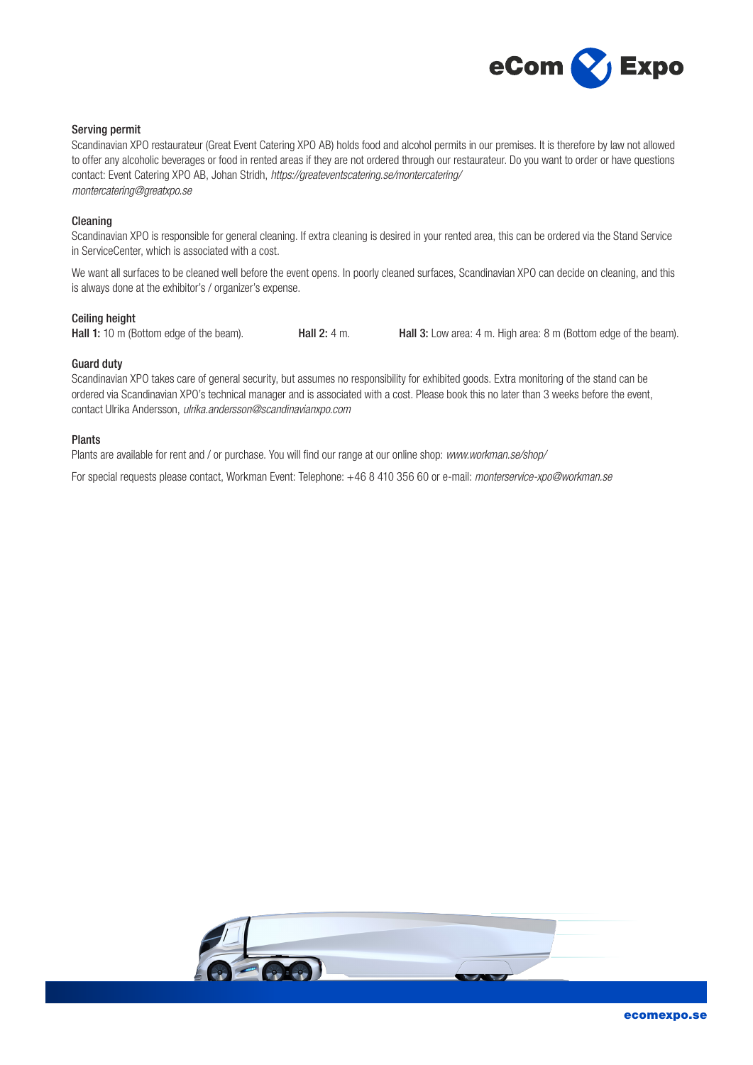### Serving permit

Scandinavian XPO restaurateur (Great Event Catering XPO AB) holds food and alcohol permits in our premises. It is therefore by law not allowed to offer any alcoholic beverages or food in rented areas if they are not ordered through our restaurateur. Do you want to order or have questions contact: Event Catering XPO AB, Johan Stridh, *https://greateventscatering.se/montercatering/* *montercatering@greatxpo.se*

### Cleaning

Scandinavian XPO is responsible for general cleaning. If extra cleaning is desired in your rented area, this can be ordered via the Stand Service in ServiceCenter, which is associated with a cost.

We want all surfaces to be cleaned well before the event opens. In poorly cleaned surfaces, Scandinavian XPO can decide on cleaning, and this is always done at the exhibitor's / organizer's expense.

### Ceiling height

**Hall 1:** 10 m (Bottom edge of the beam). **Hall 2:** 4 m. **Hall 3:** Low area: 4 m. High area: 8 m (Bottom edge of the beam).

### Guard duty

Scandinavian XPO takes care of general security, but assumes no responsibility for exhibited goods. Extra monitoring of the stand can be ordered via Scandinavian XPO's technical manager and is associated with a cost. Please book this no later than 3 weeks before the event, contact Ulrika Andersson, *ulrika.andersson@scandinavianxpo.com*

### Plants

Plants are available for rent and / or purchase. You will find our range at our online shop: *www.workman.se/shop/*

For special requests please contact, Workman Event: Telephone: +46 8 410 356 60 or e-mail: *monterservice-xpo@workman.se*